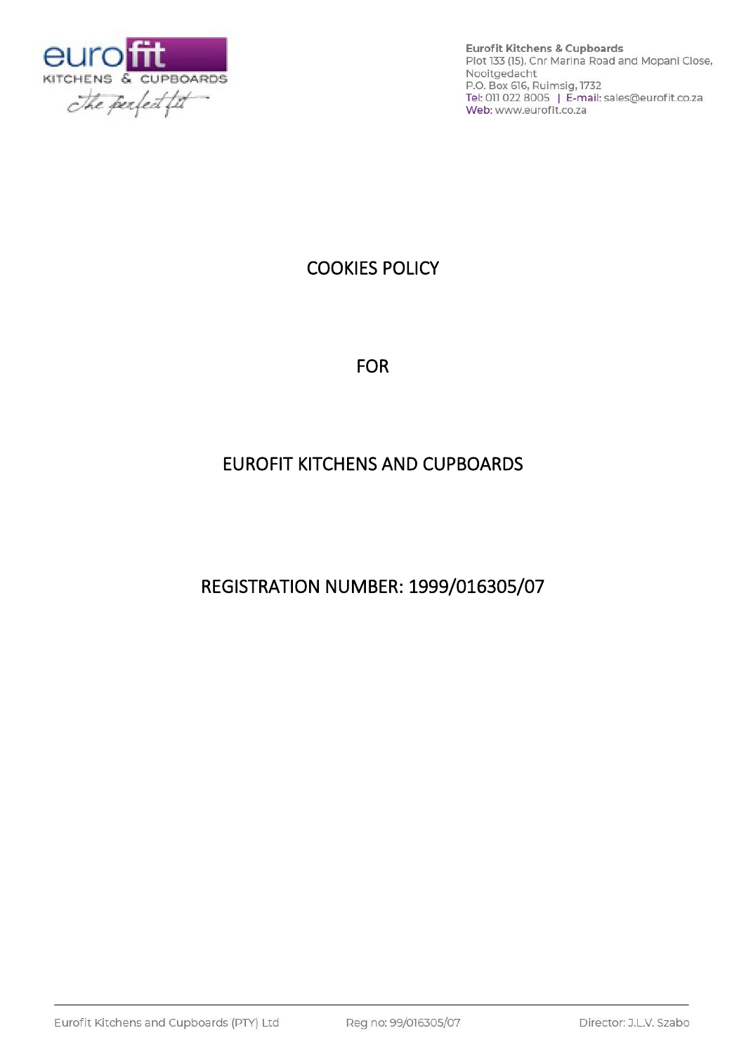Eurofit Kitchens & Cupboards
Plot 133 (15), Cnr Marina Road and Mopani Close,
Nooitgedacht
P.O. Box 616, Ruimsig, 1732
Tel: 011 022 8005 | E-mail: sales@eurofit.co.za
Web: www.eurofit.co.za

# COOKIES POLICY

# FOR

# EUROFIT KITCHENS AND CUPBOARDS

# REGISTRATION NUMBER: 1999/016305/07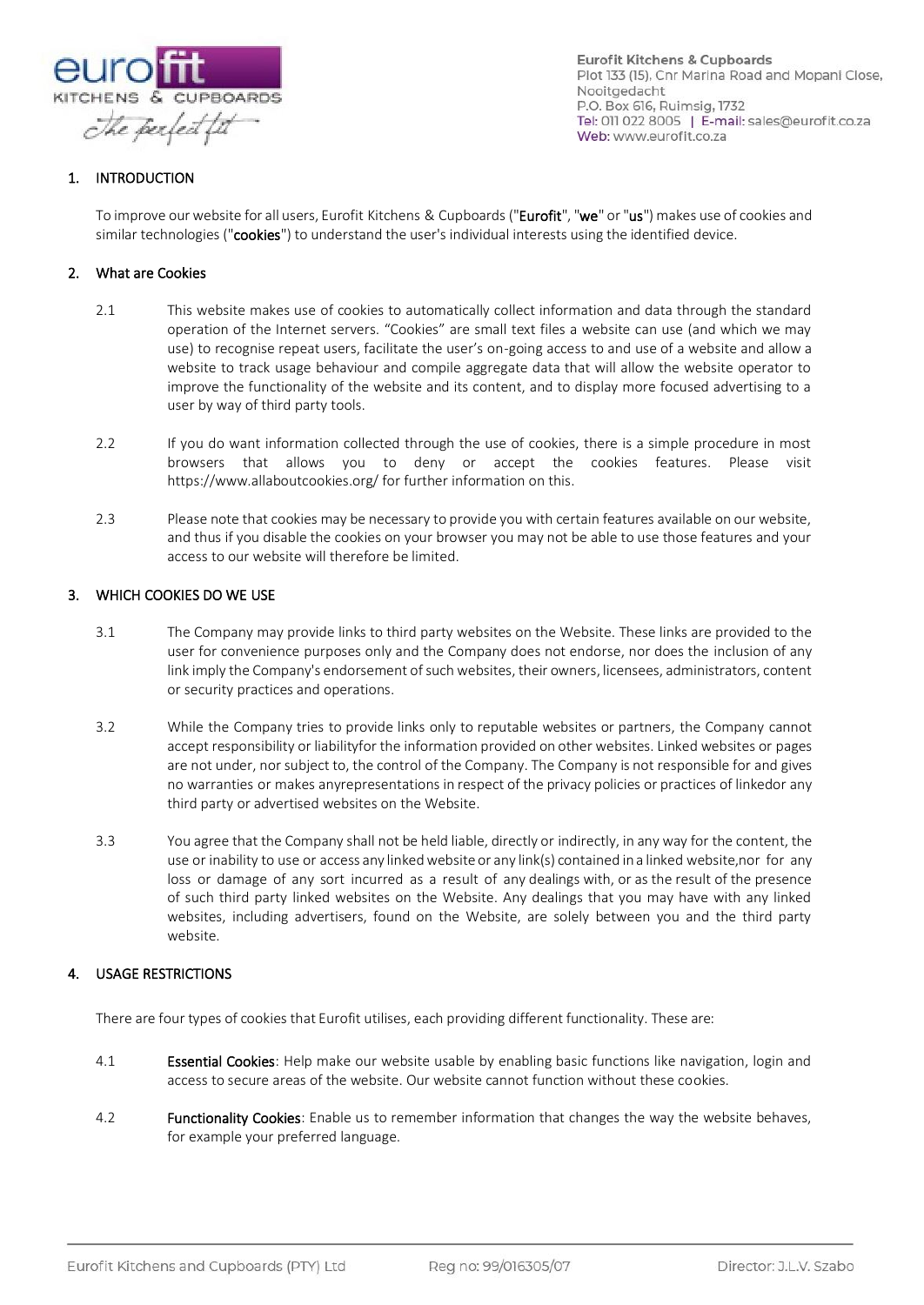## 1. INTRODUCTION

To improve our website for all users, Eurofit Kitchens & Cupboards ("**Eurofit**", "**we**" or "**us**") makes use of cookies and similar technologies ("**cookies**") to understand the user's individual interests using the identified device.

## 2. What are Cookies

2.1 This website makes use of cookies to automatically collect information and data through the standard operation of the Internet servers. "Cookies" are small text files a website can use (and which we may use) to recognise repeat users, facilitate the user's on-going access to and use of a website and allow a website to track usage behaviour and compile aggregate data that will allow the website operator to improve the functionality of the website and its content, and to display more focused advertising to a user by way of third party tools.

2.2 If you do want information collected through the use of cookies, there is a simple procedure in most browsers that allows you to deny or accept the cookies features. Please visit https://www.allaboutcookies.org/ for further information on this.

2.3 Please note that cookies may be necessary to provide you with certain features available on our website, and thus if you disable the cookies on your browser you may not be able to use those features and your access to our website will therefore be limited.

## 3. WHICH COOKIES DO WE USE

3.1 The Company may provide links to third party websites on the Website. These links are provided to the user for convenience purposes only and the Company does not endorse, nor does the inclusion of any link imply the Company's endorsement of such websites, their owners, licensees, administrators, content or security practices and operations.

3.2 While the Company tries to provide links only to reputable websites or partners, the Company cannot accept responsibility or liabilityfor the information provided on other websites. Linked websites or pages are not under, nor subject to, the control of the Company. The Company is not responsible for and gives no warranties or makes anyrepresentations in respect of the privacy policies or practices of linkedor any third party or advertised websites on the Website.

3.3 You agree that the Company shall not be held liable, directly or indirectly, in any way for the content, the use or inability to use or access any linked website or any link(s) contained in a linked website,nor for any loss or damage of any sort incurred as a result of any dealings with, or as the result of the presence of such third party linked websites on the Website. Any dealings that you may have with any linked websites, including advertisers, found on the Website, are solely between you and the third party website.

## 4. USAGE RESTRICTIONS

There are four types of cookies that Eurofit utilises, each providing different functionality. These are:

4.1 **Essential Cookies**: Help make our website usable by enabling basic functions like navigation, login and access to secure areas of the website. Our website cannot function without these cookies.

4.2 **Functionality Cookies**: Enable us to remember information that changes the way the website behaves, for example your preferred language.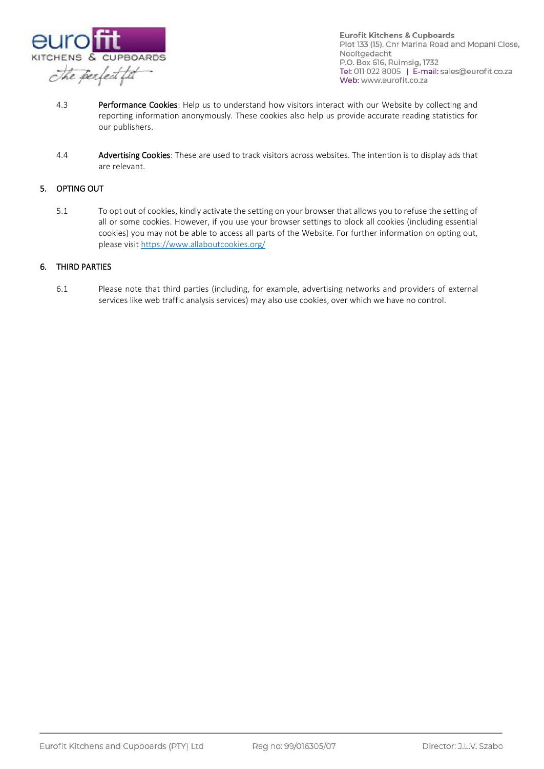4.3 **Performance Cookies**: Help us to understand how visitors interact with our Website by collecting and reporting information anonymously. These cookies also help us provide accurate reading statistics for our publishers.

4.4 **Advertising Cookies**: These are used to track visitors across websites. The intention is to display ads that are relevant.

## 5. OPTING OUT

5.1 To opt out of cookies, kindly activate the setting on your browser that allows you to refuse the setting of all or some cookies. However, if you use your browser settings to block all cookies (including essential cookies) you may not be able to access all parts of the Website. For further information on opting out, please visit [https://www.allaboutcookies.org/](https://www.allaboutcookies.org/)

## 6. THIRD PARTIES

6.1 Please note that third parties (including, for example, advertising networks and providers of external services like web traffic analysis services) may also use cookies, over which we have no control.